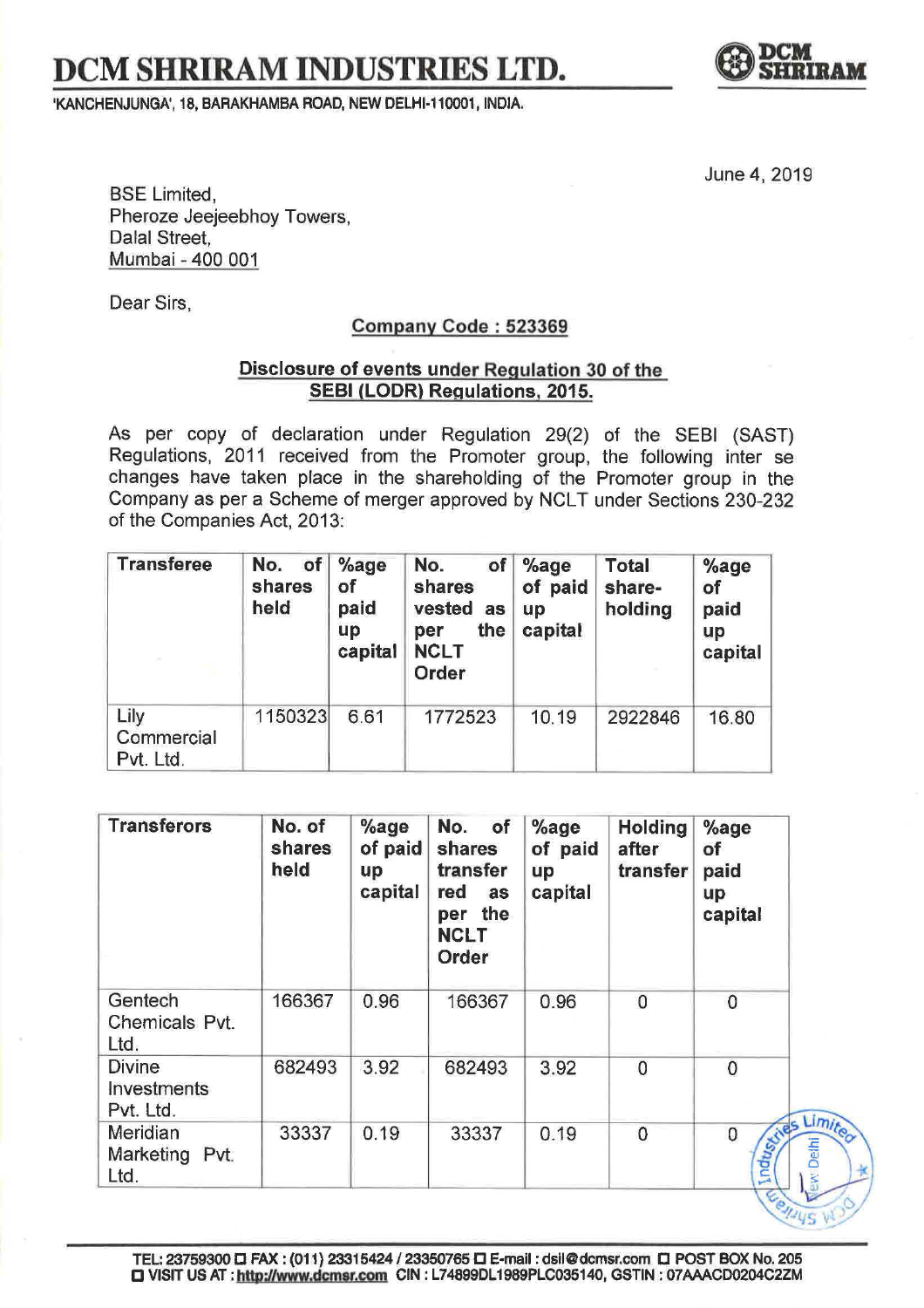# DCM SHRIRAM INDUSTRIES LTD.

'KANCHENJUNGA', 18, BARAKHAMBA ROAD, NEW DELHI-110001, INDIA.

June 4, 2019

BSE Limited,
Pheroze Jeejeebhoy Towers,
Dalal Street,
Mumbai - 400 001

Dear Sirs,

**Company Code : 523369**

**Disclosure of events under Regulation 30 of the SEBI (LODR) Regulations, 2015.**

As per copy of declaration under Regulation 29(2) of the SEBI (SAST) Regulations, 2011 received from the Promoter group, the following inter se changes have taken place in the shareholding of the Promoter group in the Company as per a Scheme of merger approved by NCLT under Sections 230-232 of the Companies Act, 2013:

| Transferee | No. of shares held | %age of paid up capital | No. of shares vested as per the NCLT Order | %age of paid up capital | Total share-holding | %age of paid up capital |
|---|---|---|---|---|---|---|
| Lily Commercial Pvt. Ltd. | 1150323 | 6.61 | 1772523 | 10.19 | 2922846 | 16.80 |

| Transferors | No. of shares held | %age of paid up capital | No. of shares transferred as per the NCLT Order | %age of paid up capital | Holding after transfer | %age of paid up capital |
|---|---|---|---|---|---|---|
| Gentech Chemicals Pvt. Ltd. | 166367 | 0.96 | 166367 | 0.96 | 0 | 0 |
| Divine Investments Pvt. Ltd. | 682493 | 3.92 | 682493 | 3.92 | 0 | 0 |
| Meridian Marketing Pvt. Ltd. | 33337 | 0.19 | 33337 | 0.19 | 0 | 0 |

TEL: 23759300 ◻ FAX : (011) 23315424 / 23350765 ◻ E-mail : dsil@dcmsr.com ◻ POST BOX No. 205
◻ VISIT US AT : http://www.dcmsr.com CIN : L74899DL1989PLC035140, GSTIN : 07AAACD0204C2ZM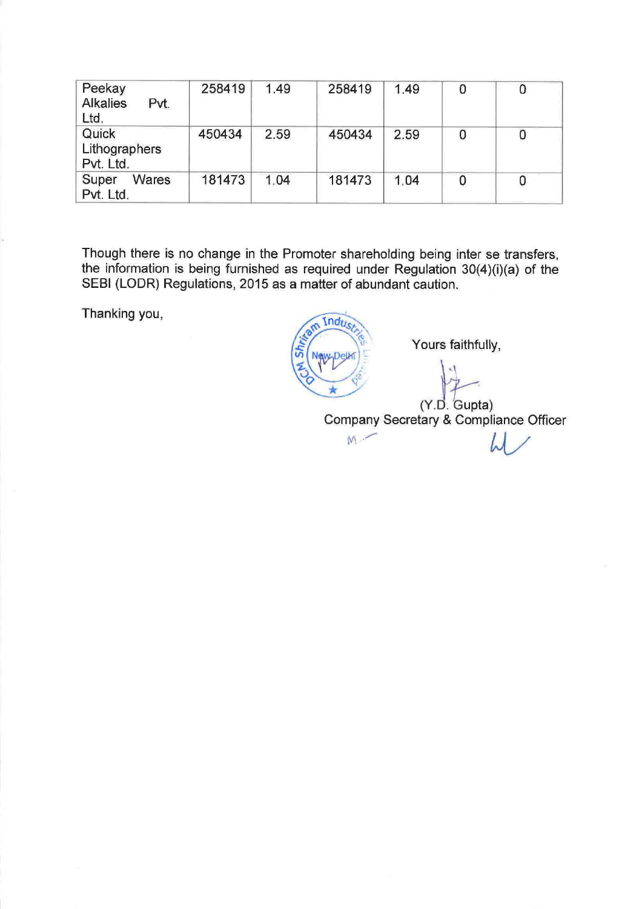| | | | | | | |
|---|---|---|---|---|---|---|
| Peekay Alkalies Pvt. Ltd. | 258419 | 1.49 | 258419 | 1.49 | 0 | 0 |
| Quick Lithographers Pvt. Ltd. | 450434 | 2.59 | 450434 | 2.59 | 0 | 0 |
| Super Wares Pvt. Ltd. | 181473 | 1.04 | 181473 | 1.04 | 0 | 0 |

Though there is no change in the Promoter shareholding being inter se transfers, the information is being furnished as required under Regulation 30(4)(i)(a) of the SEBI (LODR) Regulations, 2015 as a matter of abundant caution.

Thanking you,

Yours faithfully,

(Y.D. Gupta)
Company Secretary & Compliance Officer